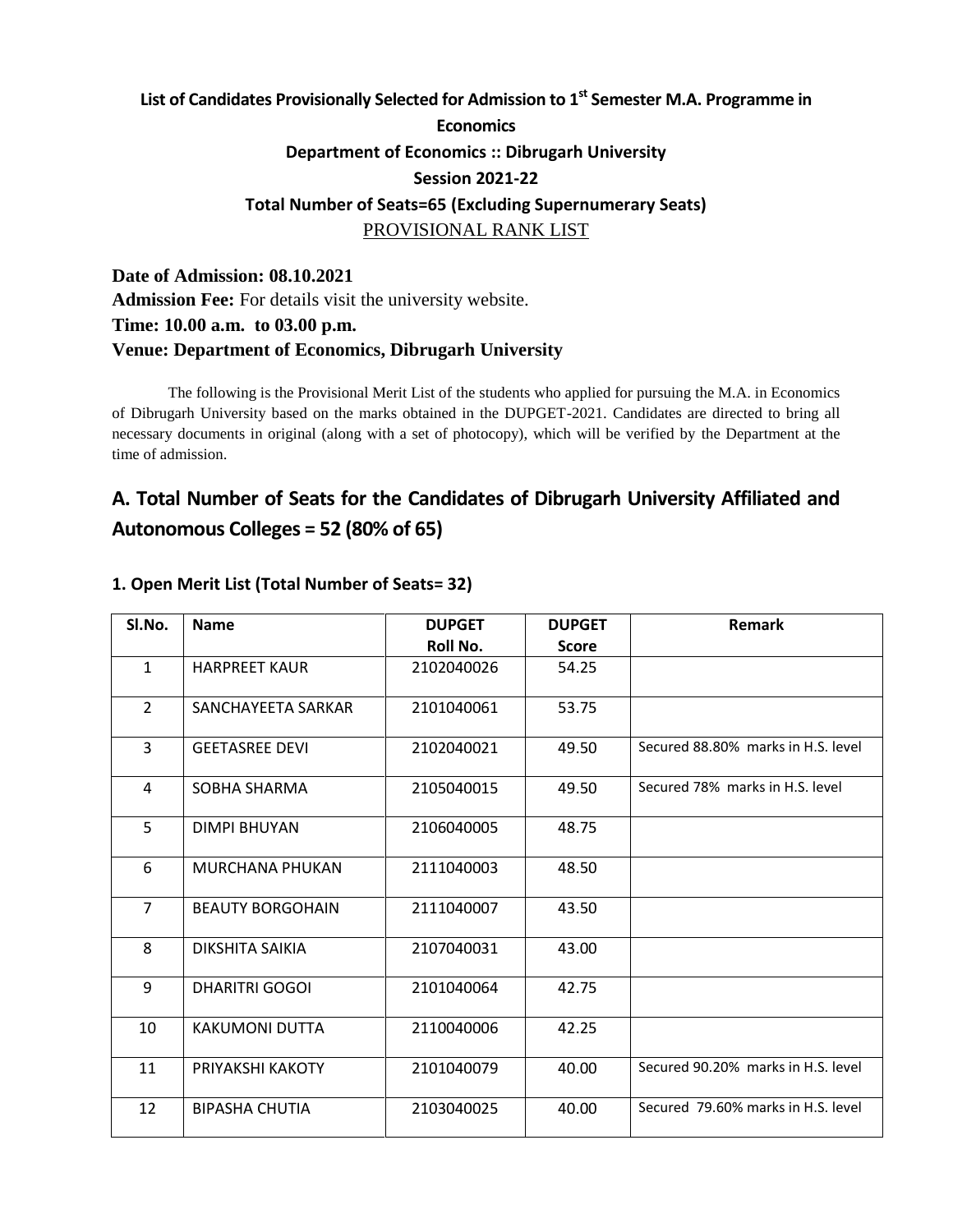**List of Candidates Provisionally Selected for Admission to 1st Semester M.A. Programme in Economics**

**Department of Economics :: Dibrugarh University**

**Session 2021-22**

**Total Number of Seats=65 (Excluding Supernumerary Seats)**

PROVISIONAL RANK LIST

**Date of Admission: 08.10.2021**

**Admission Fee:** For details visit the university website.

**Time: 10.00 a.m. to 03.00 p.m.**

**Venue: Department of Economics, Dibrugarh University**

The following is the Provisional Merit List of the students who applied for pursuing the M.A. in Economics of Dibrugarh University based on the marks obtained in the DUPGET-2021. Candidates are directed to bring all necessary documents in original (along with a set of photocopy), which will be verified by the Department at the time of admission.

## A. Total Number of Seats for the Candidates of Dibrugarh University Affiliated and Autonomous Colleges = 52 (80% of 65)

### 1. Open Merit List (Total Number of Seats= 32)

| Sl.No. | Name | DUPGET Roll No. | DUPGET Score | Remark |
|---|---|---|---|---|
| 1 | HARPREET KAUR | 2102040026 | 54.25 | |
| 2 | SANCHAYEETA SARKAR | 2101040061 | 53.75 | |
| 3 | GEETASREE DEVI | 2102040021 | 49.50 | Secured 88.80% marks in H.S. level |
| 4 | SOBHA SHARMA | 2105040015 | 49.50 | Secured 78% marks in H.S. level |
| 5 | DIMPI BHUYAN | 2106040005 | 48.75 | |
| 6 | MURCHANA PHUKAN | 2111040003 | 48.50 | |
| 7 | BEAUTY BORGOHAIN | 2111040007 | 43.50 | |
| 8 | DIKSHITA SAIKIA | 2107040031 | 43.00 | |
| 9 | DHARITRI GOGOI | 2101040064 | 42.75 | |
| 10 | KAKUMONI DUTTA | 2110040006 | 42.25 | |
| 11 | PRIYAKSHI KAKOTY | 2101040079 | 40.00 | Secured 90.20% marks in H.S. level |
| 12 | BIPASHA CHUTIA | 2103040025 | 40.00 | Secured 79.60% marks in H.S. level |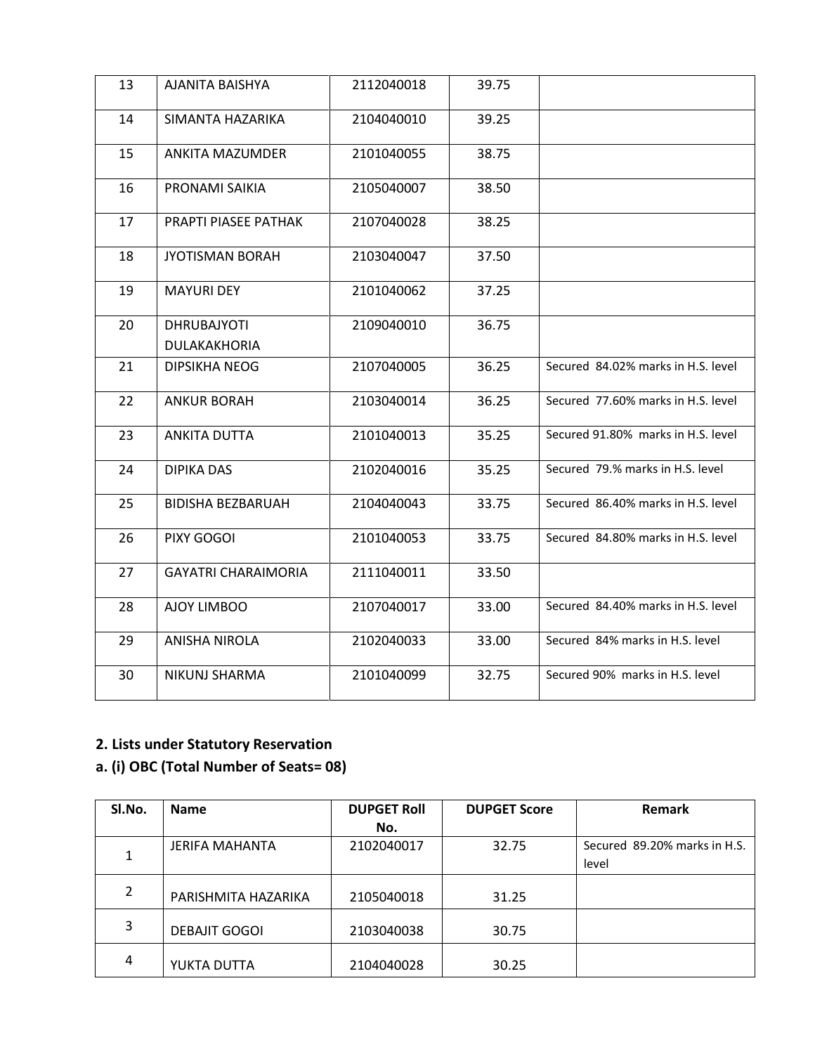| | | | | |
|---|---|---|---|---|
| 13 | AJANITA BAISHYA | 2112040018 | 39.75 | |
| 14 | SIMANTA HAZARIKA | 2104040010 | 39.25 | |
| 15 | ANKITA MAZUMDER | 2101040055 | 38.75 | |
| 16 | PRONAMI SAIKIA | 2105040007 | 38.50 | |
| 17 | PRAPTI PIASEE PATHAK | 2107040028 | 38.25 | |
| 18 | JYOTISMAN BORAH | 2103040047 | 37.50 | |
| 19 | MAYURI DEY | 2101040062 | 37.25 | |
| 20 | DHRUBAJYOTI DULAKAKHORIA | 2109040010 | 36.75 | |
| 21 | DIPSIKHA NEOG | 2107040005 | 36.25 | Secured 84.02% marks in H.S. level |
| 22 | ANKUR BORAH | 2103040014 | 36.25 | Secured 77.60% marks in H.S. level |
| 23 | ANKITA DUTTA | 2101040013 | 35.25 | Secured 91.80% marks in H.S. level |
| 24 | DIPIKA DAS | 2102040016 | 35.25 | Secured 79.% marks in H.S. level |
| 25 | BIDISHA BEZBARUAH | 2104040043 | 33.75 | Secured 86.40% marks in H.S. level |
| 26 | PIXY GOGOI | 2101040053 | 33.75 | Secured 84.80% marks in H.S. level |
| 27 | GAYATRI CHARAIMORIA | 2111040011 | 33.50 | |
| 28 | AJOY LIMBOO | 2107040017 | 33.00 | Secured 84.40% marks in H.S. level |
| 29 | ANISHA NIROLA | 2102040033 | 33.00 | Secured 84% marks in H.S. level |
| 30 | NIKUNJ SHARMA | 2101040099 | 32.75 | Secured 90% marks in H.S. level |

## 2. Lists under Statutory Reservation

### a. (i) OBC (Total Number of Seats= 08)

| Sl.No. | Name | DUPGET Roll No. | DUPGET Score | Remark |
|---|---|---|---|---|
| 1 | JERIFA MAHANTA | 2102040017 | 32.75 | Secured 89.20% marks in H.S. level |
| 2 | PARISHMITA HAZARIKA | 2105040018 | 31.25 | |
| 3 | DEBAJIT GOGOI | 2103040038 | 30.75 | |
| 4 | YUKTA DUTTA | 2104040028 | 30.25 | |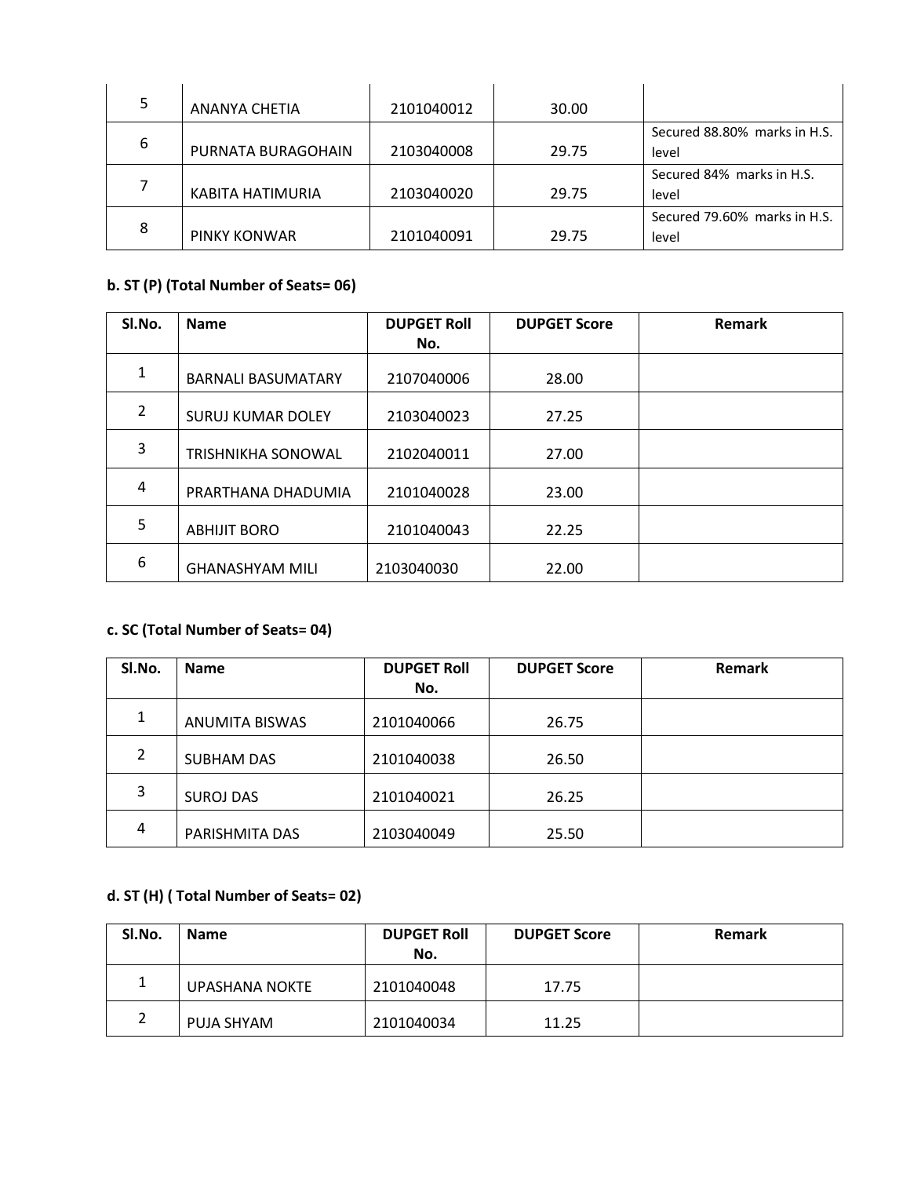| 5 | ANANYA CHETIA | 2101040012 | 30.00 | |
|---|---|---|---|---|
| 6 | PURNATA BURAGOHAIN | 2103040008 | 29.75 | Secured 88.80% marks in H.S. level |
| 7 | KABITA HATIMURIA | 2103040020 | 29.75 | Secured 84% marks in H.S. level |
| 8 | PINKY KONWAR | 2101040091 | 29.75 | Secured 79.60% marks in H.S. level |

**b. ST (P) (Total Number of Seats= 06)**

| Sl.No. | Name | DUPGET Roll No. | DUPGET Score | Remark |
|---|---|---|---|---|
| 1 | BARNALI BASUMATARY | 2107040006 | 28.00 | |
| 2 | SURUJ KUMAR DOLEY | 2103040023 | 27.25 | |
| 3 | TRISHNIKHA SONOWAL | 2102040011 | 27.00 | |
| 4 | PRARTHANA DHADUMIA | 2101040028 | 23.00 | |
| 5 | ABHIJIT BORO | 2101040043 | 22.25 | |
| 6 | GHANASHYAM MILI | 2103040030 | 22.00 | |

**c. SC (Total Number of Seats= 04)**

| Sl.No. | Name | DUPGET Roll No. | DUPGET Score | Remark |
|---|---|---|---|---|
| 1 | ANUMITA BISWAS | 2101040066 | 26.75 | |
| 2 | SUBHAM DAS | 2101040038 | 26.50 | |
| 3 | SUROJ DAS | 2101040021 | 26.25 | |
| 4 | PARISHMITA DAS | 2103040049 | 25.50 | |

**d. ST (H) ( Total Number of Seats= 02)**

| Sl.No. | Name | DUPGET Roll No. | DUPGET Score | Remark |
|---|---|---|---|---|
| 1 | UPASHANA NOKTE | 2101040048 | 17.75 | |
| 2 | PUJA SHYAM | 2101040034 | 11.25 | |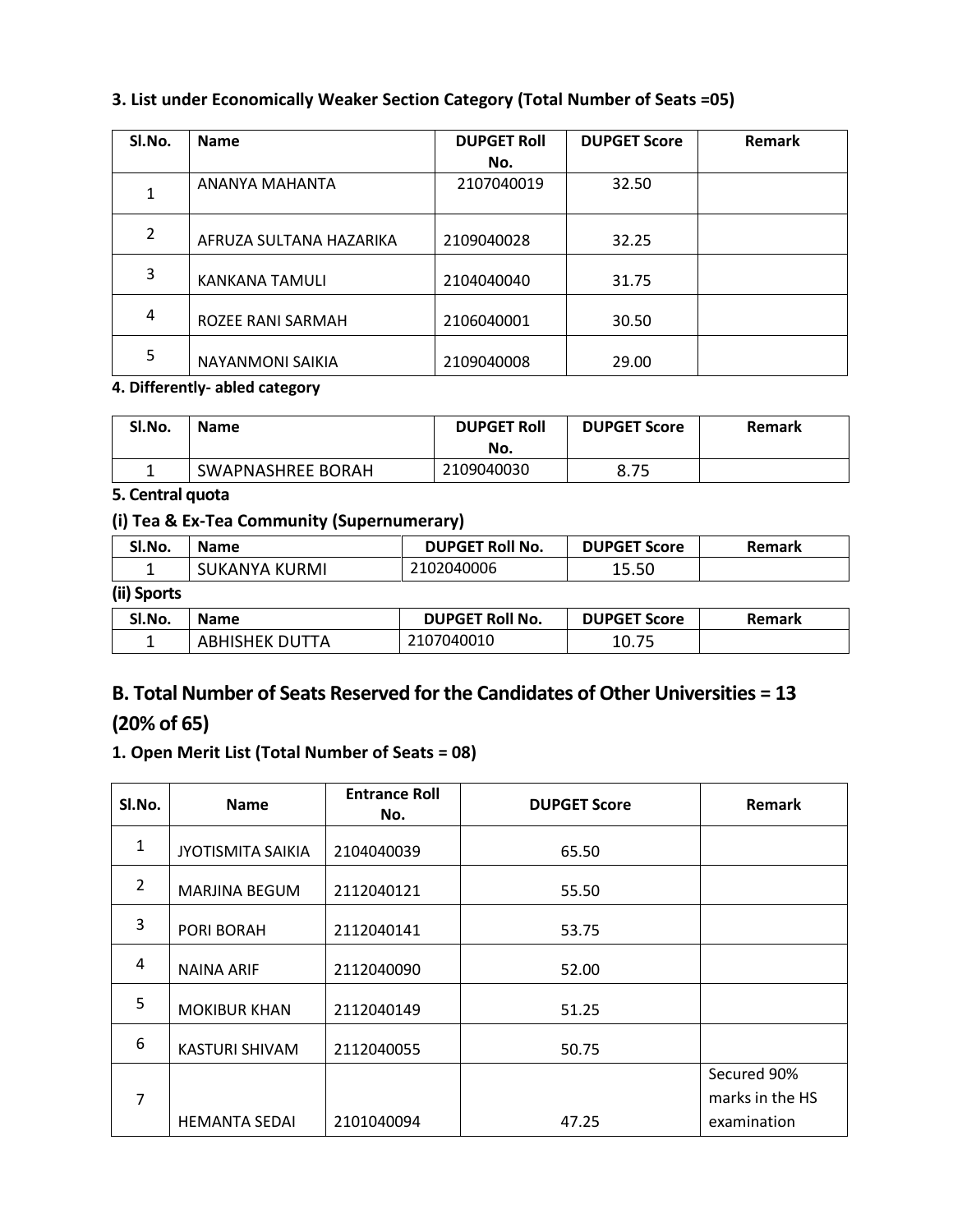**3. List under Economically Weaker Section Category (Total Number of Seats =05)**

| Sl.No. | Name | DUPGET Roll No. | DUPGET Score | Remark |
|---|---|---|---|---|
| 1 | ANANYA MAHANTA | 2107040019 | 32.50 | |
| 2 | AFRUZA SULTANA HAZARIKA | 2109040028 | 32.25 | |
| 3 | KANKANA TAMULI | 2104040040 | 31.75 | |
| 4 | ROZEE RANI SARMAH | 2106040001 | 30.50 | |
| 5 | NAYANMONI SAIKIA | 2109040008 | 29.00 | |

**4. Differently- abled category**

| Sl.No. | Name | DUPGET Roll No. | DUPGET Score | Remark |
|---|---|---|---|---|
| 1 | SWAPNASHREE BORAH | 2109040030 | 8.75 | |

**5. Central quota**

**(i) Tea & Ex-Tea Community (Supernumerary)**

| Sl.No. | Name | DUPGET Roll No. | DUPGET Score | Remark |
|---|---|---|---|---|
| 1 | SUKANYA KURMI | 2102040006 | 15.50 | |

**(ii) Sports**

| Sl.No. | Name | DUPGET Roll No. | DUPGET Score | Remark |
|---|---|---|---|---|
| 1 | ABHISHEK DUTTA | 2107040010 | 10.75 | |

## B. Total Number of Seats Reserved for the Candidates of Other Universities = 13 (20% of 65)

**1. Open Merit List (Total Number of Seats = 08)**

| Sl.No. | Name | Entrance Roll No. | DUPGET Score | Remark |
|---|---|---|---|---|
| 1 | JYOTISMITA SAIKIA | 2104040039 | 65.50 | |
| 2 | MARJINA BEGUM | 2112040121 | 55.50 | |
| 3 | PORI BORAH | 2112040141 | 53.75 | |
| 4 | NAINA ARIF | 2112040090 | 52.00 | |
| 5 | MOKIBUR KHAN | 2112040149 | 51.25 | |
| 6 | KASTURI SHIVAM | 2112040055 | 50.75 | |
| 7 | HEMANTA SEDAI | 2101040094 | 47.25 | Secured 90% marks in the HS examination |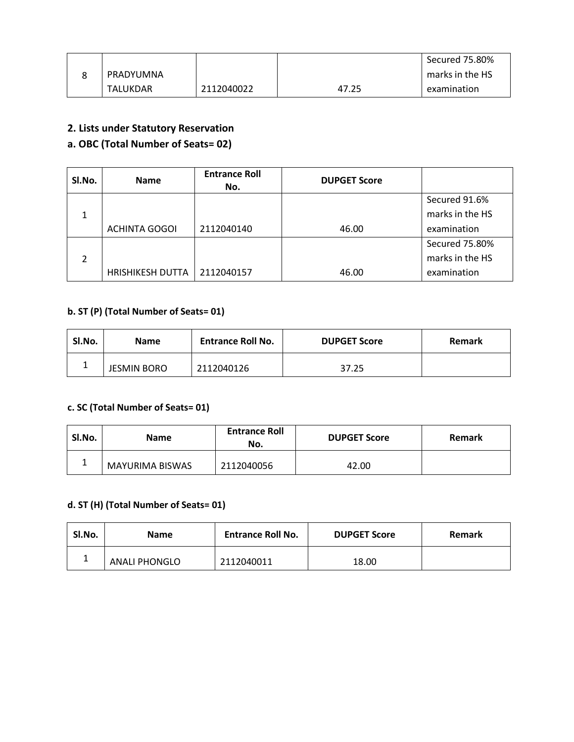| 8 | PRADYUMNA TALUKDAR | 2112040022 | 47.25 | Secured 75.80% marks in the HS examination |
|---|---|---|---|---|

**2. Lists under Statutory Reservation**

**a. OBC (Total Number of Seats= 02)**

| Sl.No. | Name | Entrance Roll No. | DUPGET Score | |
|---|---|---|---|---|
| 1 | ACHINTA GOGOI | 2112040140 | 46.00 | Secured 91.6% marks in the HS examination |
| 2 | HRISHIKESH DUTTA | 2112040157 | 46.00 | Secured 75.80% marks in the HS examination |

**b. ST (P) (Total Number of Seats= 01)**

| Sl.No. | Name | Entrance Roll No. | DUPGET Score | Remark |
|---|---|---|---|---|
| 1 | JESMIN BORO | 2112040126 | 37.25 | |

**c. SC (Total Number of Seats= 01)**

| Sl.No. | Name | Entrance Roll No. | DUPGET Score | Remark |
|---|---|---|---|---|
| 1 | MAYURIMA BISWAS | 2112040056 | 42.00 | |

**d. ST (H) (Total Number of Seats= 01)**

| Sl.No. | Name | Entrance Roll No. | DUPGET Score | Remark |
|---|---|---|---|---|
| 1 | ANALI PHONGLO | 2112040011 | 18.00 | |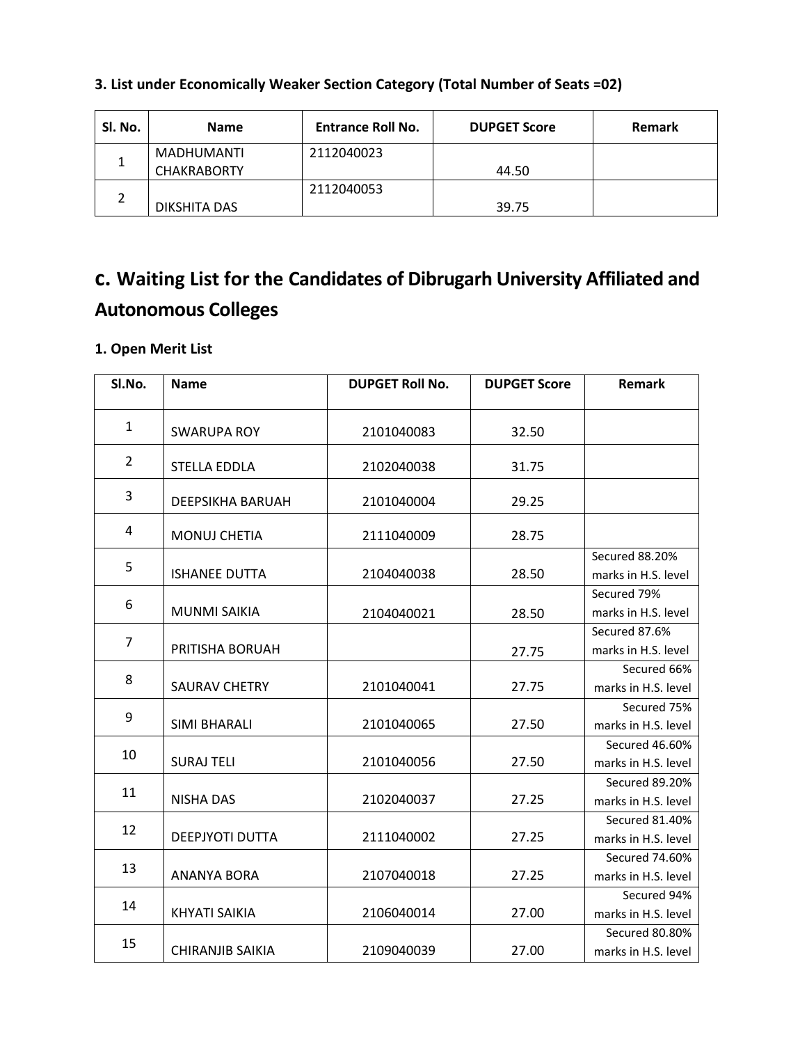### 3. List under Economically Weaker Section Category (Total Number of Seats =02)

| Sl. No. | Name | Entrance Roll No. | DUPGET Score | Remark |
|---|---|---|---|---|
| 1 | MADHUMANTI CHAKRABORTY | 2112040023 | 44.50 | |
| 2 | DIKSHITA DAS | 2112040053 | 39.75 | |

## c. Waiting List for the Candidates of Dibrugarh University Affiliated and Autonomous Colleges

### 1. Open Merit List

| Sl.No. | Name | DUPGET Roll No. | DUPGET Score | Remark |
|---|---|---|---|---|
| 1 | SWARUPA ROY | 2101040083 | 32.50 | |
| 2 | STELLA EDDLA | 2102040038 | 31.75 | |
| 3 | DEEPSIKHA BARUAH | 2101040004 | 29.25 | |
| 4 | MONUJ CHETIA | 2111040009 | 28.75 | |
| 5 | ISHANEE DUTTA | 2104040038 | 28.50 | Secured 88.20% marks in H.S. level |
| 6 | MUNMI SAIKIA | 2104040021 | 28.50 | Secured 79% marks in H.S. level |
| 7 | PRITISHA BORUAH | | 27.75 | Secured 87.6% marks in H.S. level |
| 8 | SAURAV CHETRY | 2101040041 | 27.75 | Secured 66% marks in H.S. level |
| 9 | SIMI BHARALI | 2101040065 | 27.50 | Secured 75% marks in H.S. level |
| 10 | SURAJ TELI | 2101040056 | 27.50 | Secured 46.60% marks in H.S. level |
| 11 | NISHA DAS | 2102040037 | 27.25 | Secured 89.20% marks in H.S. level |
| 12 | DEEPJYOTI DUTTA | 2111040002 | 27.25 | Secured 81.40% marks in H.S. level |
| 13 | ANANYA BORA | 2107040018 | 27.25 | Secured 74.60% marks in H.S. level |
| 14 | KHYATI SAIKIA | 2106040014 | 27.00 | Secured 94% marks in H.S. level |
| 15 | CHIRANJIB SAIKIA | 2109040039 | 27.00 | Secured 80.80% marks in H.S. level |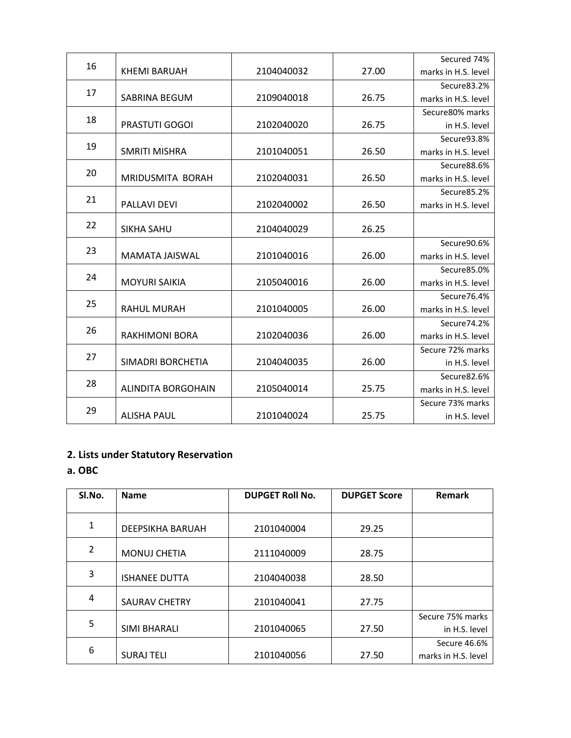| 16 | KHEMI BARUAH | 2104040032 | 27.00 | Secured 74% marks in H.S. level |
|---|---|---|---|---|
| 17 | SABRINA BEGUM | 2109040018 | 26.75 | Secure83.2% marks in H.S. level |
| 18 | PRASTUTI GOGOI | 2102040020 | 26.75 | Secure80% marks in H.S. level |
| 19 | SMRITI MISHRA | 2101040051 | 26.50 | Secure93.8% marks in H.S. level |
| 20 | MRIDUSMITA BORAH | 2102040031 | 26.50 | Secure88.6% marks in H.S. level |
| 21 | PALLAVI DEVI | 2102040002 | 26.50 | Secure85.2% marks in H.S. level |
| 22 | SIKHA SAHU | 2104040029 | 26.25 | |
| 23 | MAMATA JAISWAL | 2101040016 | 26.00 | Secure90.6% marks in H.S. level |
| 24 | MOYURI SAIKIA | 2105040016 | 26.00 | Secure85.0% marks in H.S. level |
| 25 | RAHUL MURAH | 2101040005 | 26.00 | Secure76.4% marks in H.S. level |
| 26 | RAKHIMONI BORA | 2102040036 | 26.00 | Secure74.2% marks in H.S. level |
| 27 | SIMADRI BORCHETIA | 2104040035 | 26.00 | Secure 72% marks in H.S. level |
| 28 | ALINDITA BORGOHAIN | 2105040014 | 25.75 | Secure82.6% marks in H.S. level |
| 29 | ALISHA PAUL | 2101040024 | 25.75 | Secure 73% marks in H.S. level |

## 2. Lists under Statutory Reservation

### a. OBC

| Sl.No. | Name | DUPGET Roll No. | DUPGET Score | Remark |
|---|---|---|---|---|
| 1 | DEEPSIKHA BARUAH | 2101040004 | 29.25 | |
| 2 | MONUJ CHETIA | 2111040009 | 28.75 | |
| 3 | ISHANEE DUTTA | 2104040038 | 28.50 | |
| 4 | SAURAV CHETRY | 2101040041 | 27.75 | |
| 5 | SIMI BHARALI | 2101040065 | 27.50 | Secure 75% marks in H.S. level |
| 6 | SURAJ TELI | 2101040056 | 27.50 | Secure 46.6% marks in H.S. level |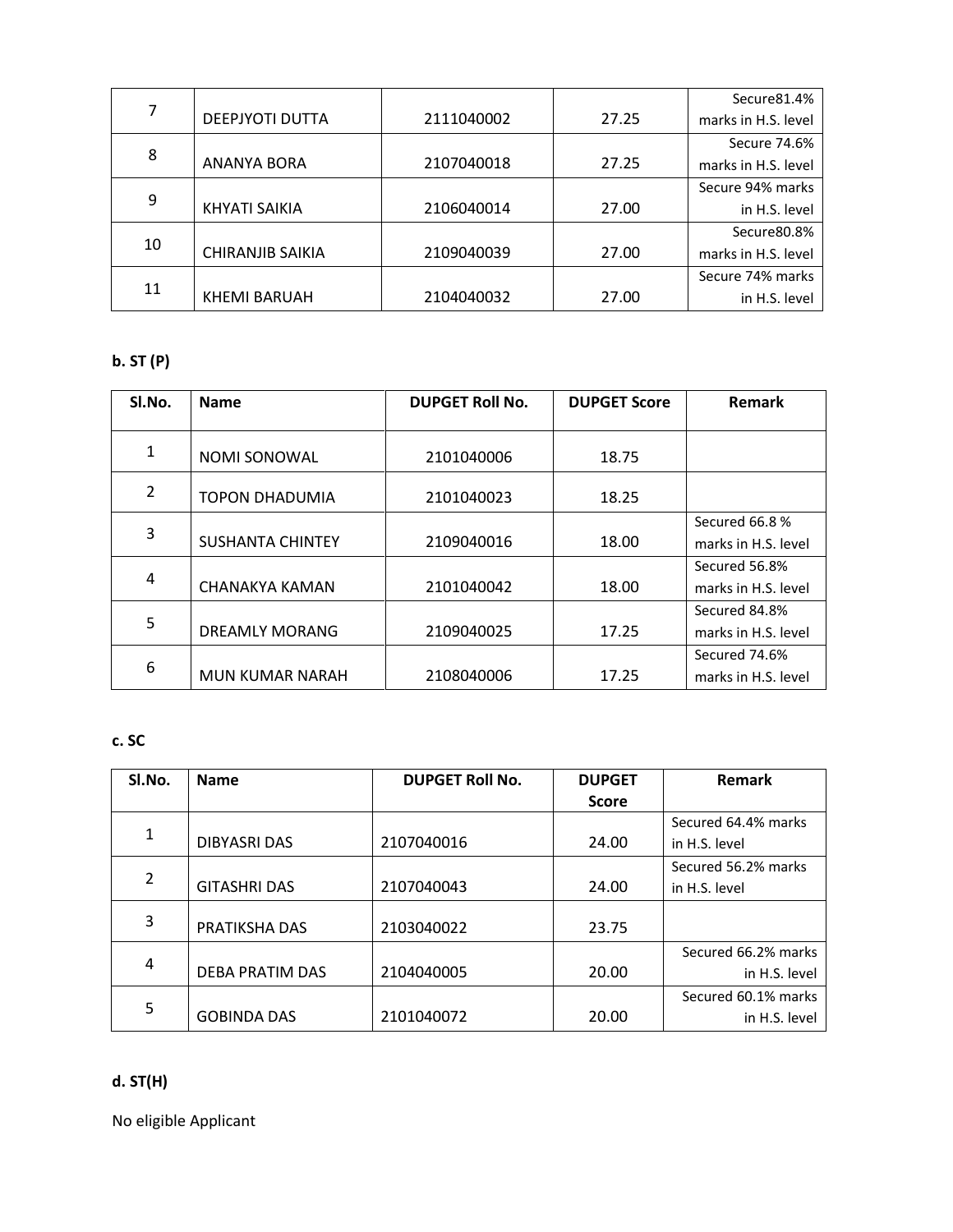| 7 | DEEPJYOTI DUTTA | 2111040002 | 27.25 | Secure81.4% marks in H.S. level |
|---|---|---|---|---|
| 8 | ANANYA BORA | 2107040018 | 27.25 | Secure 74.6% marks in H.S. level |
| 9 | KHYATI SAIKIA | 2106040014 | 27.00 | Secure 94% marks in H.S. level |
| 10 | CHIRANJIB SAIKIA | 2109040039 | 27.00 | Secure80.8% marks in H.S. level |
| 11 | KHEMI BARUAH | 2104040032 | 27.00 | Secure 74% marks in H.S. level |

**b. ST (P)**

| Sl.No. | Name | DUPGET Roll No. | DUPGET Score | Remark |
|---|---|---|---|---|
| 1 | NOMI SONOWAL | 2101040006 | 18.75 | |
| 2 | TOPON DHADUMIA | 2101040023 | 18.25 | |
| 3 | SUSHANTA CHINTEY | 2109040016 | 18.00 | Secured 66.8 % marks in H.S. level |
| 4 | CHANAKYA KAMAN | 2101040042 | 18.00 | Secured 56.8% marks in H.S. level |
| 5 | DREAMLY MORANG | 2109040025 | 17.25 | Secured 84.8% marks in H.S. level |
| 6 | MUN KUMAR NARAH | 2108040006 | 17.25 | Secured 74.6% marks in H.S. level |

**c. SC**

| Sl.No. | Name | DUPGET Roll No. | DUPGET Score | Remark |
|---|---|---|---|---|
| 1 | DIBYASRI DAS | 2107040016 | 24.00 | Secured 64.4% marks in H.S. level |
| 2 | GITASHRI DAS | 2107040043 | 24.00 | Secured 56.2% marks in H.S. level |
| 3 | PRATIKSHA DAS | 2103040022 | 23.75 | |
| 4 | DEBA PRATIM DAS | 2104040005 | 20.00 | Secured 66.2% marks in H.S. level |
| 5 | GOBINDA DAS | 2101040072 | 20.00 | Secured 60.1% marks in H.S. level |

**d. ST(H)**

No eligible Applicant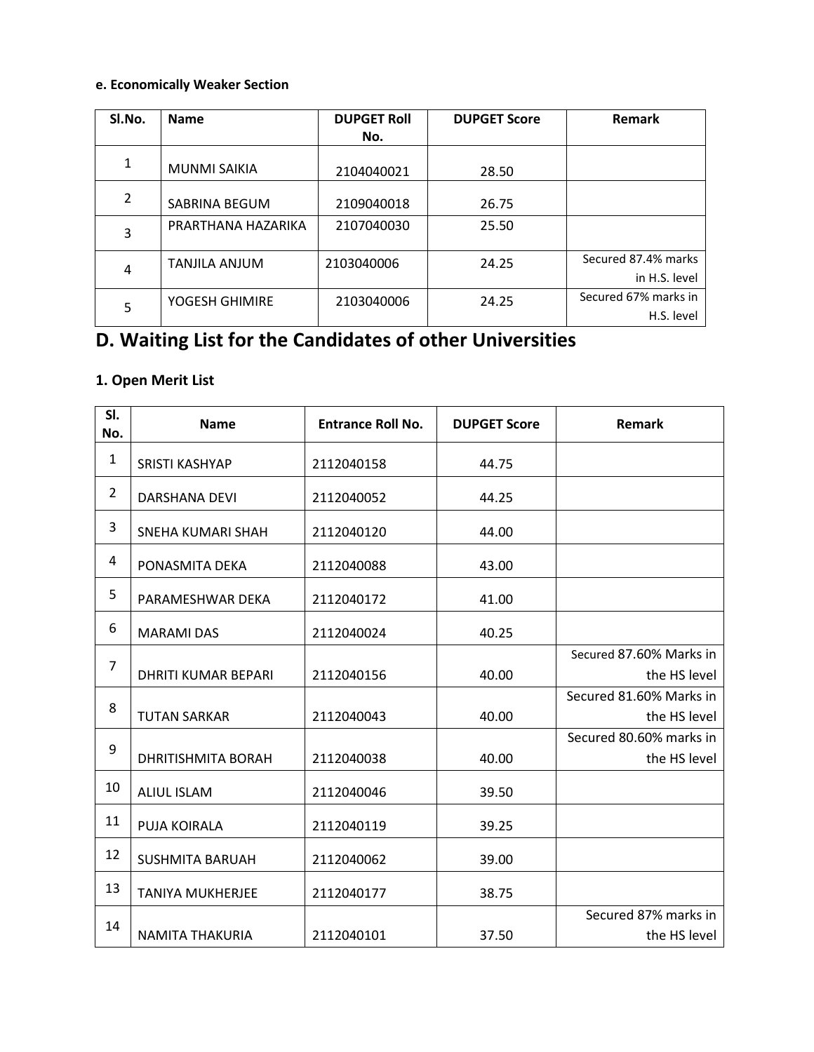**e. Economically Weaker Section**

| Sl.No. | Name | DUPGET Roll No. | DUPGET Score | Remark |
|---|---|---|---|---|
| 1 | MUNMI SAIKIA | 2104040021 | 28.50 | |
| 2 | SABRINA BEGUM | 2109040018 | 26.75 | |
| 3 | PRARTHANA HAZARIKA | 2107040030 | 25.50 | |
| 4 | TANJILA ANJUM | 2103040006 | 24.25 | Secured 87.4% marks in H.S. level |
| 5 | YOGESH GHIMIRE | 2103040006 | 24.25 | Secured 67% marks in H.S. level |

# D. Waiting List for the Candidates of other Universities

### 1. Open Merit List

| Sl. No. | Name | Entrance Roll No. | DUPGET Score | Remark |
|---|---|---|---|---|
| 1 | SRISTI KASHYAP | 2112040158 | 44.75 | |
| 2 | DARSHANA DEVI | 2112040052 | 44.25 | |
| 3 | SNEHA KUMARI SHAH | 2112040120 | 44.00 | |
| 4 | PONASMITA DEKA | 2112040088 | 43.00 | |
| 5 | PARAMESHWAR DEKA | 2112040172 | 41.00 | |
| 6 | MARAMI DAS | 2112040024 | 40.25 | |
| 7 | DHRITI KUMAR BEPARI | 2112040156 | 40.00 | Secured 87.60% Marks in the HS level |
| 8 | TUTAN SARKAR | 2112040043 | 40.00 | Secured 81.60% Marks in the HS level |
| 9 | DHRITISHMITA BORAH | 2112040038 | 40.00 | Secured 80.60% marks in the HS level |
| 10 | ALIUL ISLAM | 2112040046 | 39.50 | |
| 11 | PUJA KOIRALA | 2112040119 | 39.25 | |
| 12 | SUSHMITA BARUAH | 2112040062 | 39.00 | |
| 13 | TANIYA MUKHERJEE | 2112040177 | 38.75 | |
| 14 | NAMITA THAKURIA | 2112040101 | 37.50 | Secured 87% marks in the HS level |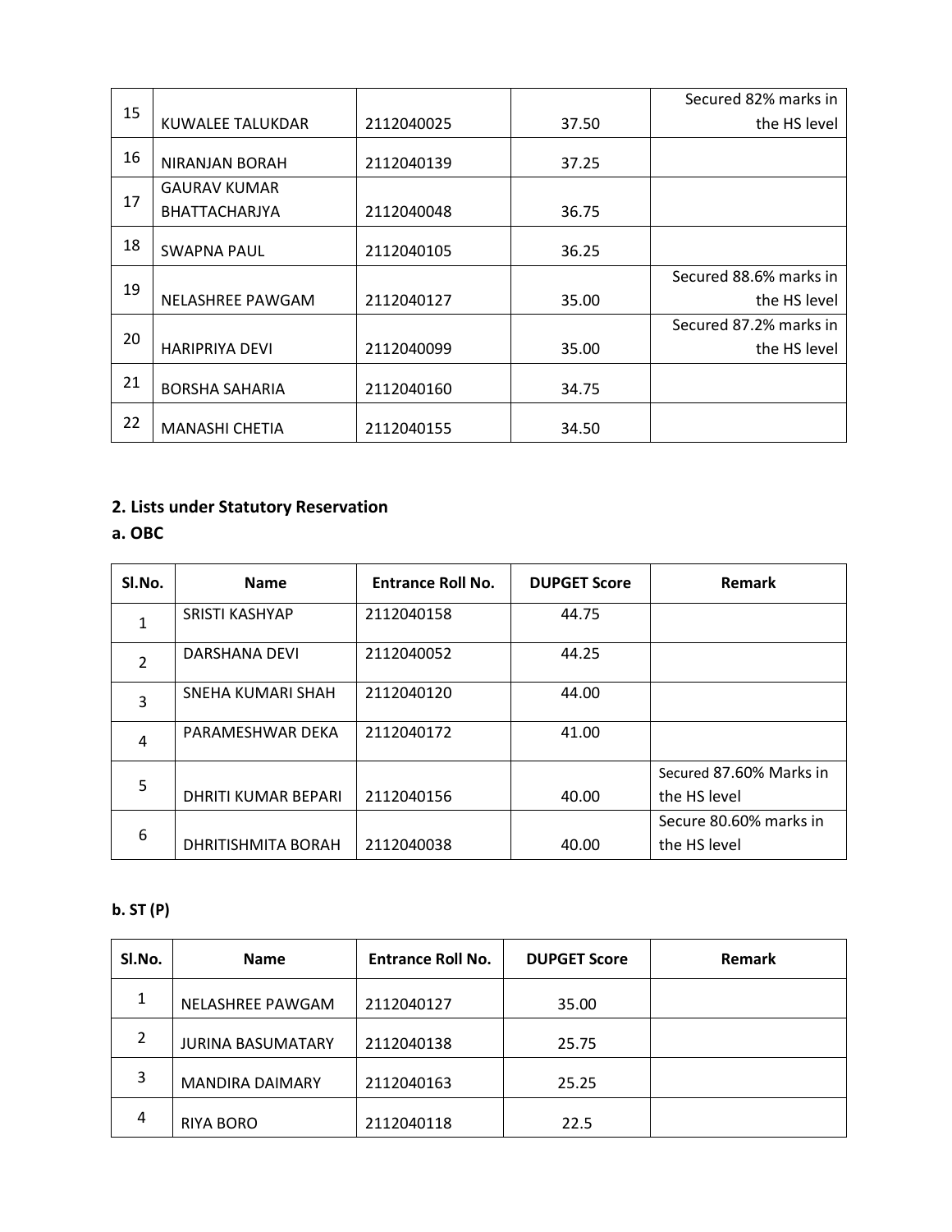| 15 | KUWALEE TALUKDAR | 2112040025 | 37.50 | Secured 82% marks in the HS level |
|---|---|---|---|---|
| 16 | NIRANJAN BORAH | 2112040139 | 37.25 | |
| 17 | GAURAV KUMAR BHATTACHARJYA | 2112040048 | 36.75 | |
| 18 | SWAPNA PAUL | 2112040105 | 36.25 | |
| 19 | NELASHREE PAWGAM | 2112040127 | 35.00 | Secured 88.6% marks in the HS level |
| 20 | HARIPRIYA DEVI | 2112040099 | 35.00 | Secured 87.2% marks in the HS level |
| 21 | BORSHA SAHARIA | 2112040160 | 34.75 | |
| 22 | MANASHI CHETIA | 2112040155 | 34.50 | |

## 2. Lists under Statutory Reservation

### a. OBC

| Sl.No. | Name | Entrance Roll No. | DUPGET Score | Remark |
|---|---|---|---|---|
| 1 | SRISTI KASHYAP | 2112040158 | 44.75 | |
| 2 | DARSHANA DEVI | 2112040052 | 44.25 | |
| 3 | SNEHA KUMARI SHAH | 2112040120 | 44.00 | |
| 4 | PARAMESHWAR DEKA | 2112040172 | 41.00 | |
| 5 | DHRITI KUMAR BEPARI | 2112040156 | 40.00 | Secured 87.60% Marks in the HS level |
| 6 | DHRITISHMITA BORAH | 2112040038 | 40.00 | Secure 80.60% marks in the HS level |

### b. ST (P)

| Sl.No. | Name | Entrance Roll No. | DUPGET Score | Remark |
|---|---|---|---|---|
| 1 | NELASHREE PAWGAM | 2112040127 | 35.00 | |
| 2 | JURINA BASUMATARY | 2112040138 | 25.75 | |
| 3 | MANDIRA DAIMARY | 2112040163 | 25.25 | |
| 4 | RIYA BORO | 2112040118 | 22.5 | |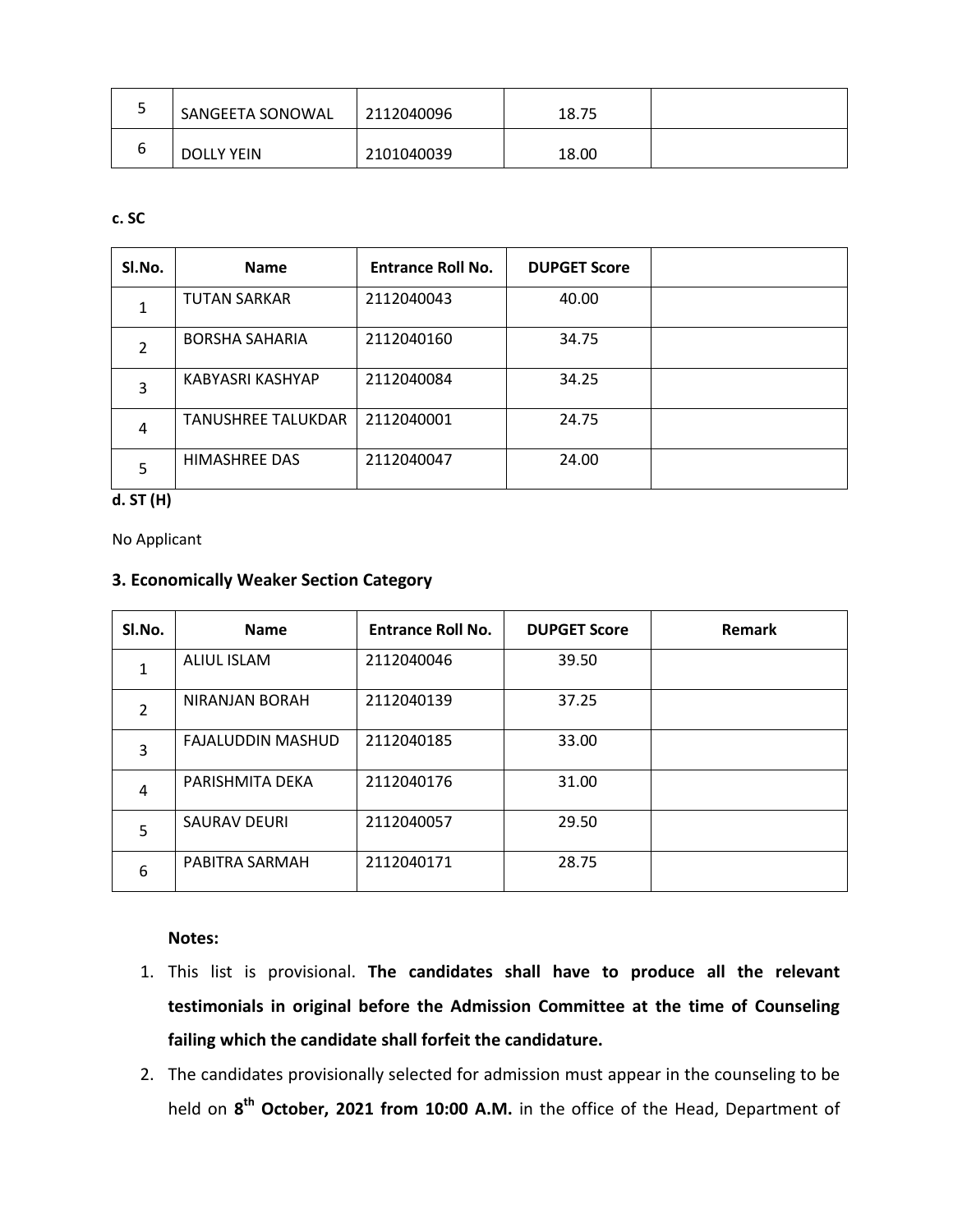| 5 | SANGEETA SONOWAL | 2112040096 | 18.75 | |
|---|---|---|---|---|
| 6 | DOLLY YEIN | 2101040039 | 18.00 | |

**c. SC**

| Sl.No. | Name | Entrance Roll No. | DUPGET Score | |
|---|---|---|---|---|
| 1 | TUTAN SARKAR | 2112040043 | 40.00 | |
| 2 | BORSHA SAHARIA | 2112040160 | 34.75 | |
| 3 | KABYASRI KASHYAP | 2112040084 | 34.25 | |
| 4 | TANUSHREE TALUKDAR | 2112040001 | 24.75 | |
| 5 | HIMASHREE DAS | 2112040047 | 24.00 | |

**d. ST (H)**

No Applicant

### 3. Economically Weaker Section Category

| Sl.No. | Name | Entrance Roll No. | DUPGET Score | Remark |
|---|---|---|---|---|
| 1 | ALIUL ISLAM | 2112040046 | 39.50 | |
| 2 | NIRANJAN BORAH | 2112040139 | 37.25 | |
| 3 | FAJALUDDIN MASHUD | 2112040185 | 33.00 | |
| 4 | PARISHMITA DEKA | 2112040176 | 31.00 | |
| 5 | SAURAV DEURI | 2112040057 | 29.50 | |
| 6 | PABITRA SARMAH | 2112040171 | 28.75 | |

**Notes:**

1. This list is provisional. **The candidates shall have to produce all the relevant testimonials in original before the Admission Committee at the time of Counseling failing which the candidate shall forfeit the candidature.**
2. The candidates provisionally selected for admission must appear in the counseling to be held on **8th October, 2021 from 10:00 A.M.** in the office of the Head, Department of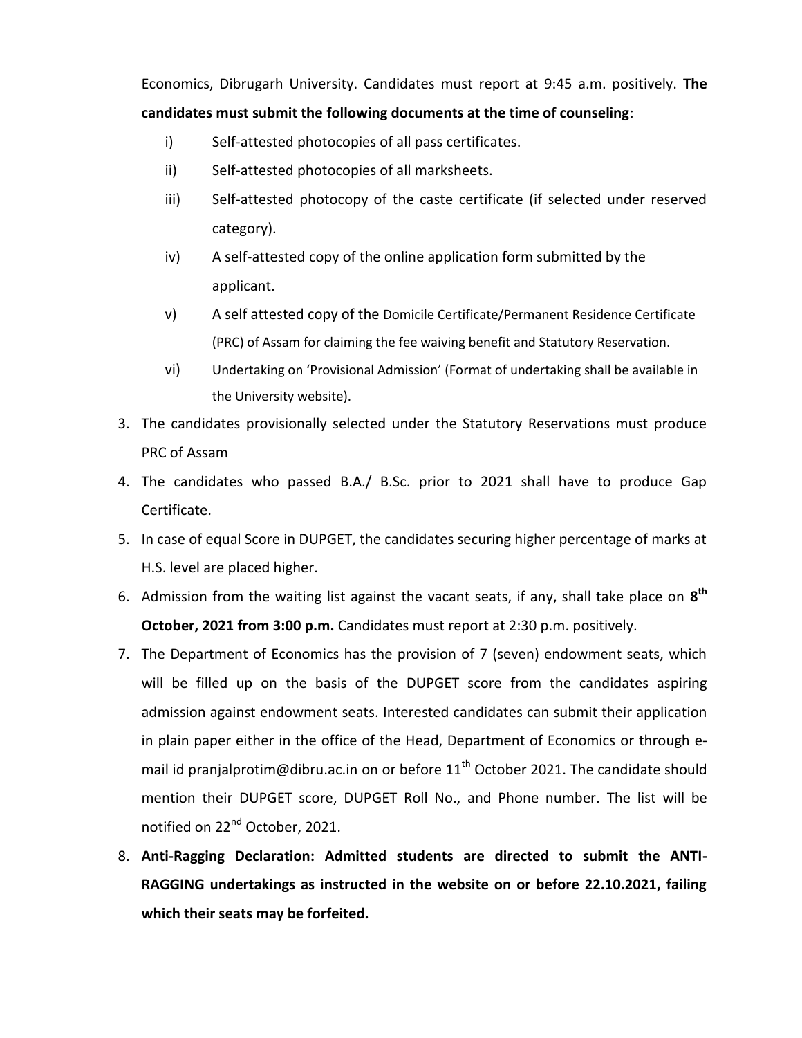Economics, Dibrugarh University. Candidates must report at 9:45 a.m. positively. **The candidates must submit the following documents at the time of counseling**:

i) Self-attested photocopies of all pass certificates.

ii) Self-attested photocopies of all marksheets.

iii) Self-attested photocopy of the caste certificate (if selected under reserved category).

iv) A self-attested copy of the online application form submitted by the applicant.

v) A self attested copy of the Domicile Certificate/Permanent Residence Certificate (PRC) of Assam for claiming the fee waiving benefit and Statutory Reservation.

vi) Undertaking on 'Provisional Admission' (Format of undertaking shall be available in the University website).

3. The candidates provisionally selected under the Statutory Reservations must produce PRC of Assam
4. The candidates who passed B.A./ B.Sc. prior to 2021 shall have to produce Gap Certificate.
5. In case of equal Score in DUPGET, the candidates securing higher percentage of marks at H.S. level are placed higher.
6. Admission from the waiting list against the vacant seats, if any, shall take place on **8th October, 2021 from 3:00 p.m.** Candidates must report at 2:30 p.m. positively.
7. The Department of Economics has the provision of 7 (seven) endowment seats, which will be filled up on the basis of the DUPGET score from the candidates aspiring admission against endowment seats. Interested candidates can submit their application in plain paper either in the office of the Head, Department of Economics or through e-mail id pranjalprotim@dibru.ac.in on or before 11th October 2021. The candidate should mention their DUPGET score, DUPGET Roll No., and Phone number. The list will be notified on 22nd October, 2021.
8. **Anti-Ragging Declaration: Admitted students are directed to submit the ANTI-RAGGING undertakings as instructed in the website on or before 22.10.2021, failing which their seats may be forfeited.**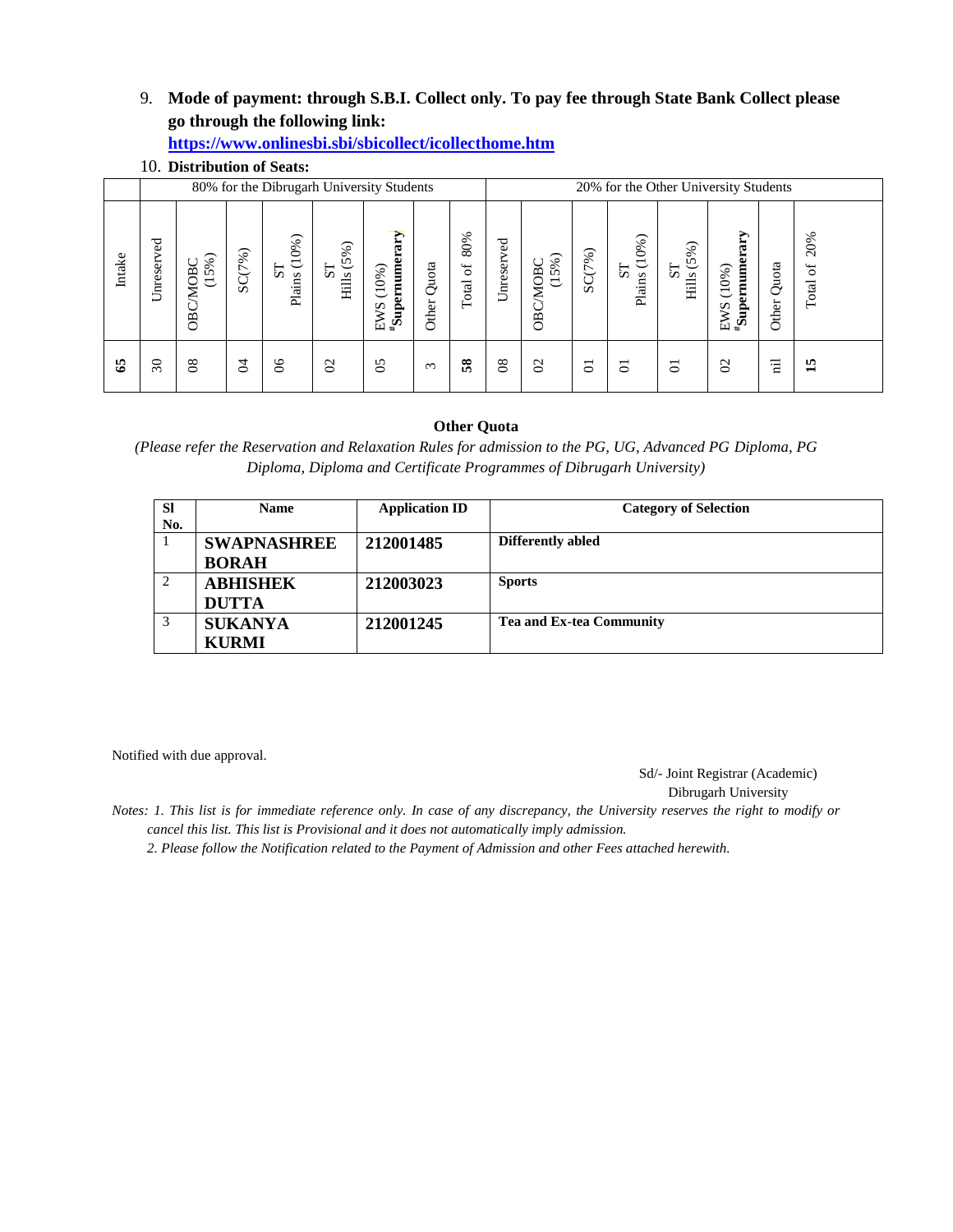9. **Mode of payment: through S.B.I. Collect only. To pay fee through State Bank Collect please go through the following link: [https://www.onlinesbi.sbi/sbicollect/icollecthome.htm](https://www.onlinesbi.sbi/sbicollect/icollecthome.htm)**

10. **Distribution of Seats:**

| | 80% for the Dibrugarh University Students | | | | | | | | 20% for the Other University Students | | | | | | | |
|---|---|---|---|---|---|---|---|---|---|---|---|---|---|---|---|---|
| Intake | Unreserved | OBC/MOBC (15%) | SC(7%) | ST Plains (10%) | ST Hills (5%) | EWS (10%) #**Supernumerary** | Other Quota | Total of 80% | Unreserved | OBC/MOBC (15%) | SC(7%) | ST Plains (10%) | ST Hills (5%) | EWS (10%) #**Supernumerary** | Other Quota | Total of 20% |
| **65** | 30 | 08 | 04 | 06 | 02 | 05 | 3 | **58** | 08 | 02 | 01 | 01 | 01 | 02 | nil | **15** |

**Other Quota**

*(Please refer the Reservation and Relaxation Rules for admission to the PG, UG, Advanced PG Diploma, PG Diploma, Diploma and Certificate Programmes of Dibrugarh University)*

| Sl No. | Name | Application ID | Category of Selection |
|---|---|---|---|
| 1 | **SWAPNASHREE BORAH** | **212001485** | **Differently abled** |
| 2 | **ABHISHEK DUTTA** | **212003023** | **Sports** |
| 3 | **SUKANYA KURMI** | **212001245** | **Tea and Ex-tea Community** |

Notified with due approval.

Sd/- Joint Registrar (Academic)
Dibrugarh University

*Notes: 1. This list is for immediate reference only. In case of any discrepancy, the University reserves the right to modify or cancel this list. This list is Provisional and it does not automatically imply admission.*

*2. Please follow the Notification related to the Payment of Admission and other Fees attached herewith.*